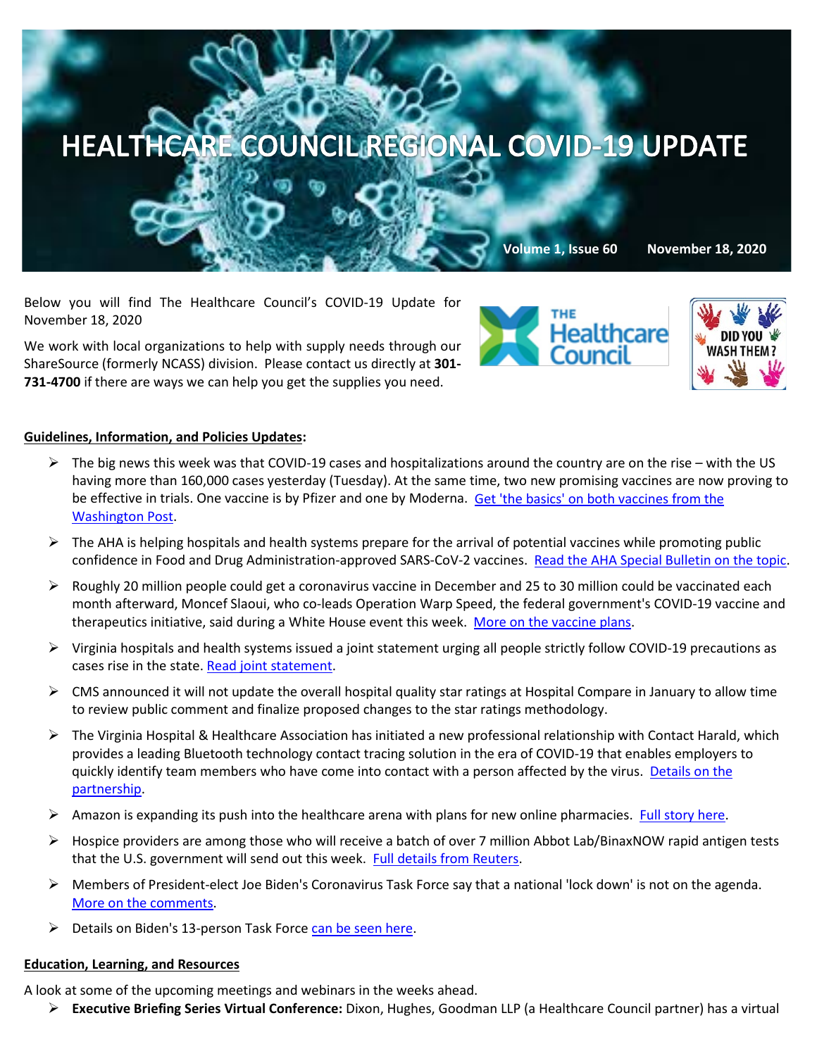# HEALTHCARE COUNCIL REGIONAL COVID-19 UPDATE

**Volume 1, Issue 60 November 18, 2020**

Below you will find The Healthcare Council's COVID-19 Update for November 18, 2020

We work with local organizations to help with supply needs through our ShareSource (formerly NCASS) division. Please contact us directly at **301-731-4700** if there are ways we can help you get the supplies you need.

THE Healthcare Council

DID YOU WASH THEM?

**Guidelines, Information, and Policies Updates:**

- The big news this week was that COVID-19 cases and hospitalizations around the country are on the rise – with the US having more than 160,000 cases yesterday (Tuesday). At the same time, two new promising vaccines are now proving to be effective in trials. One vaccine is by Pfizer and one by Moderna. Get 'the basics' on both vaccines from the Washington Post.
- The AHA is helping hospitals and health systems prepare for the arrival of potential vaccines while promoting public confidence in Food and Drug Administration-approved SARS-CoV-2 vaccines. Read the AHA Special Bulletin on the topic.
- Roughly 20 million people could get a coronavirus vaccine in December and 25 to 30 million could be vaccinated each month afterward, Moncef Slaoui, who co-leads Operation Warp Speed, the federal government's COVID-19 vaccine and therapeutics initiative, said during a White House event this week. More on the vaccine plans.
- Virginia hospitals and health systems issued a joint statement urging all people strictly follow COVID-19 precautions as cases rise in the state. Read joint statement.
- CMS announced it will not update the overall hospital quality star ratings at Hospital Compare in January to allow time to review public comment and finalize proposed changes to the star ratings methodology.
- The Virginia Hospital & Healthcare Association has initiated a new professional relationship with Contact Harald, which provides a leading Bluetooth technology contact tracing solution in the era of COVID-19 that enables employers to quickly identify team members who have come into contact with a person affected by the virus. Details on the partnership.
- Amazon is expanding its push into the healthcare arena with plans for new online pharmacies. Full story here.
- Hospice providers are among those who will receive a batch of over 7 million Abbot Lab/BinaxNOW rapid antigen tests that the U.S. government will send out this week. Full details from Reuters.
- Members of President-elect Joe Biden's Coronavirus Task Force say that a national 'lock down' is not on the agenda. More on the comments.
- Details on Biden's 13-person Task Force can be seen here.

**Education, Learning, and Resources**

A look at some of the upcoming meetings and webinars in the weeks ahead.

- **Executive Briefing Series Virtual Conference:** Dixon, Hughes, Goodman LLP (a Healthcare Council partner) has a virtual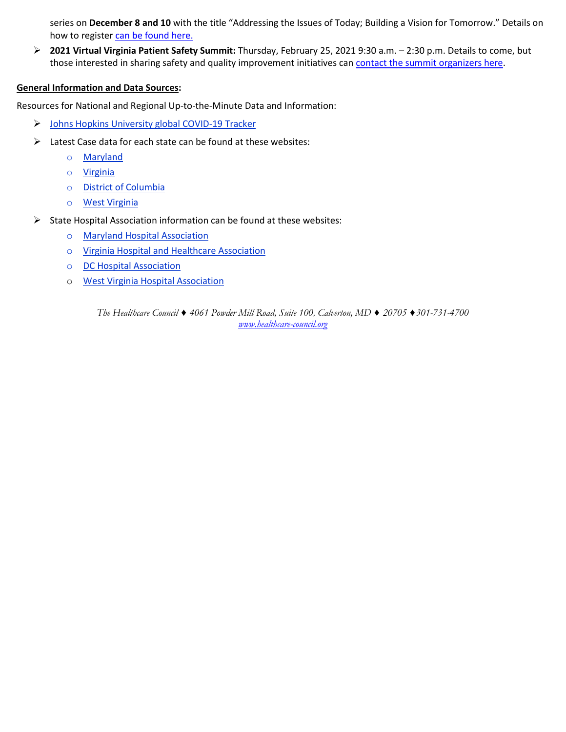series on **December 8 and 10** with the title "Addressing the Issues of Today; Building a Vision for Tomorrow." Details on how to register can be found here.

- **2021 Virtual Virginia Patient Safety Summit:** Thursday, February 25, 2021 9:30 a.m. – 2:30 p.m. Details to come, but those interested in sharing safety and quality improvement initiatives can contact the summit organizers here.

**General Information and Data Sources:**

Resources for National and Regional Up-to-the-Minute Data and Information:

- Johns Hopkins University global COVID-19 Tracker
- Latest Case data for each state can be found at these websites:
  - Maryland
  - Virginia
  - District of Columbia
  - West Virginia
- State Hospital Association information can be found at these websites:
  - Maryland Hospital Association
  - Virginia Hospital and Healthcare Association
  - DC Hospital Association
  - West Virginia Hospital Association

*The Healthcare Council ♦ 4061 Powder Mill Road, Suite 100, Calverton, MD ♦ 20705 ♦301-731-4700*
*www.healthcare-council.org*